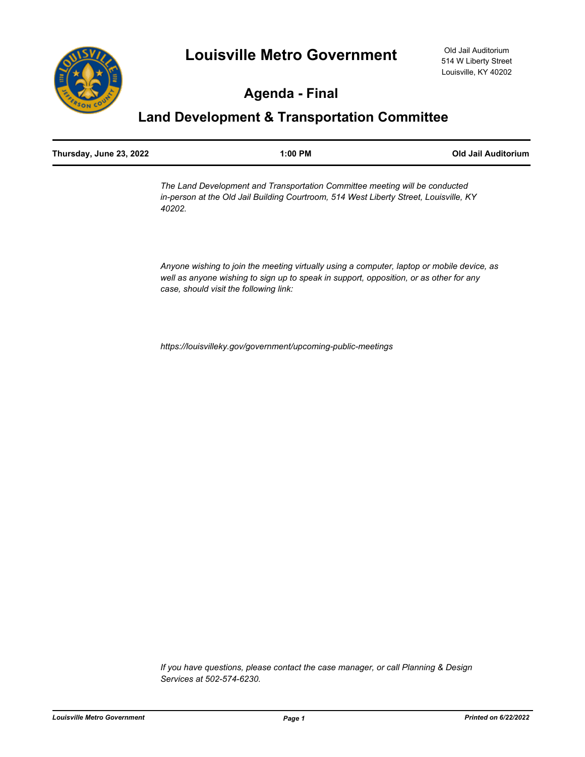# Louisville Metro Government

Old Jail Auditorium
514 W Liberty Street
Louisville, KY 40202

## Agenda - Final

## Land Development & Transportation Committee

| Thursday, June 23, 2022 | 1:00 PM | Old Jail Auditorium |
|---|---|---|

*The Land Development and Transportation Committee meeting will be conducted in-person at the Old Jail Building Courtroom, 514 West Liberty Street, Louisville, KY 40202.*

*Anyone wishing to join the meeting virtually using a computer, laptop or mobile device, as well as anyone wishing to sign up to speak in support, opposition, or as other for any case, should visit the following link:*

*https://louisvilleky.gov/government/upcoming-public-meetings*

*If you have questions, please contact the case manager, or call Planning & Design Services at 502-574-6230.*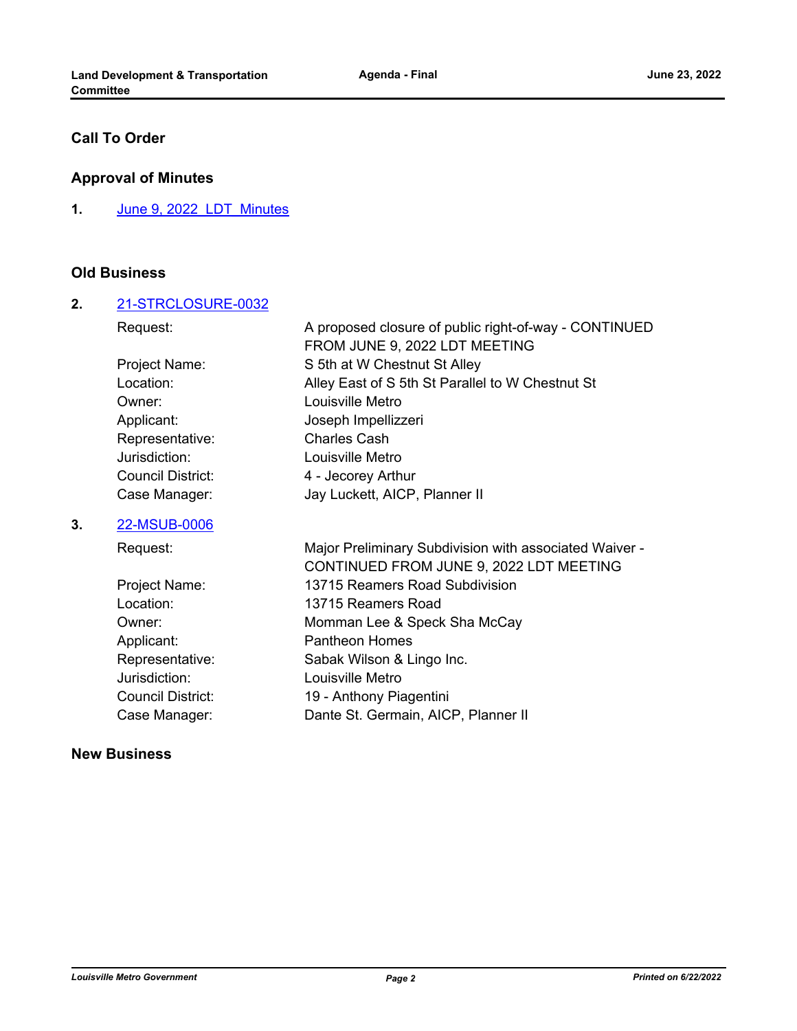## Call To Order

## Approval of Minutes

**1.** June 9, 2022 LDT Minutes

## Old Business

**2.** 21-STRCLOSURE-0032

| | |
|---|---|
| Request: | A proposed closure of public right-of-way - CONTINUED FROM JUNE 9, 2022 LDT MEETING |
| Project Name: | S 5th at W Chestnut St Alley |
| Location: | Alley East of S 5th St Parallel to W Chestnut St |
| Owner: | Louisville Metro |
| Applicant: | Joseph Impellizzeri |
| Representative: | Charles Cash |
| Jurisdiction: | Louisville Metro |
| Council District: | 4 - Jecorey Arthur |
| Case Manager: | Jay Luckett, AICP, Planner II |

**3.** 22-MSUB-0006

| | |
|---|---|
| Request: | Major Preliminary Subdivision with associated Waiver - CONTINUED FROM JUNE 9, 2022 LDT MEETING |
| Project Name: | 13715 Reamers Road Subdivision |
| Location: | 13715 Reamers Road |
| Owner: | Momman Lee & Speck Sha McCay |
| Applicant: | Pantheon Homes |
| Representative: | Sabak Wilson & Lingo Inc. |
| Jurisdiction: | Louisville Metro |
| Council District: | 19 - Anthony Piagentini |
| Case Manager: | Dante St. Germain, AICP, Planner II |

## New Business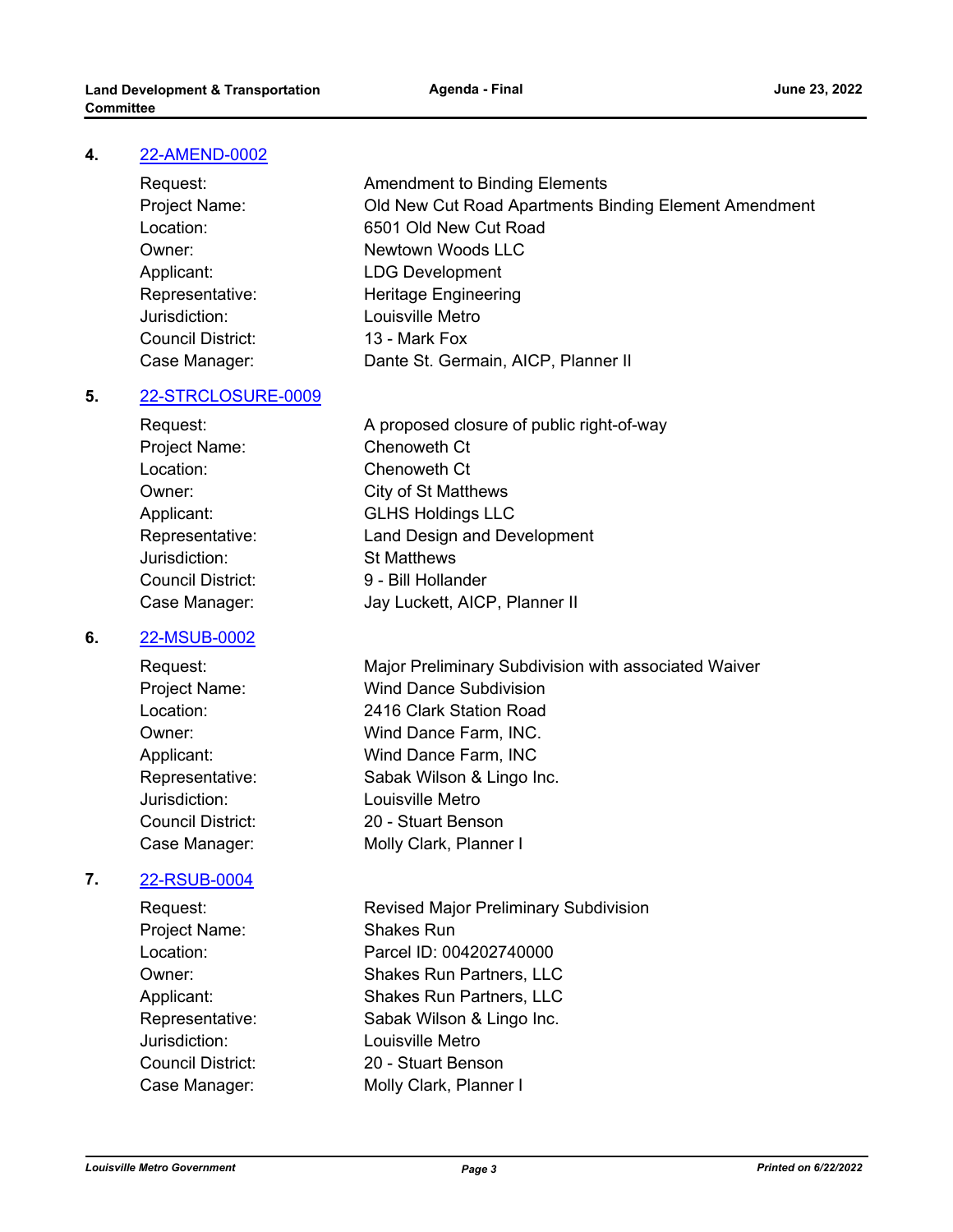4. [22-AMEND-0002]

| | |
|---|---|
| Request: | Amendment to Binding Elements |
| Project Name: | Old New Cut Road Apartments Binding Element Amendment |
| Location: | 6501 Old New Cut Road |
| Owner: | Newtown Woods LLC |
| Applicant: | LDG Development |
| Representative: | Heritage Engineering |
| Jurisdiction: | Louisville Metro |
| Council District: | 13 - Mark Fox |
| Case Manager: | Dante St. Germain, AICP, Planner II |

5. [22-STRCLOSURE-0009]

| | |
|---|---|
| Request: | A proposed closure of public right-of-way |
| Project Name: | Chenoweth Ct |
| Location: | Chenoweth Ct |
| Owner: | City of St Matthews |
| Applicant: | GLHS Holdings LLC |
| Representative: | Land Design and Development |
| Jurisdiction: | St Matthews |
| Council District: | 9 - Bill Hollander |
| Case Manager: | Jay Luckett, AICP, Planner II |

6. [22-MSUB-0002]

| | |
|---|---|
| Request: | Major Preliminary Subdivision with associated Waiver |
| Project Name: | Wind Dance Subdivision |
| Location: | 2416 Clark Station Road |
| Owner: | Wind Dance Farm, INC. |
| Applicant: | Wind Dance Farm, INC |
| Representative: | Sabak Wilson & Lingo Inc. |
| Jurisdiction: | Louisville Metro |
| Council District: | 20 - Stuart Benson |
| Case Manager: | Molly Clark, Planner I |

7. [22-RSUB-0004]

| | |
|---|---|
| Request: | Revised Major Preliminary Subdivision |
| Project Name: | Shakes Run |
| Location: | Parcel ID: 004202740000 |
| Owner: | Shakes Run Partners, LLC |
| Applicant: | Shakes Run Partners, LLC |
| Representative: | Sabak Wilson & Lingo Inc. |
| Jurisdiction: | Louisville Metro |
| Council District: | 20 - Stuart Benson |
| Case Manager: | Molly Clark, Planner I |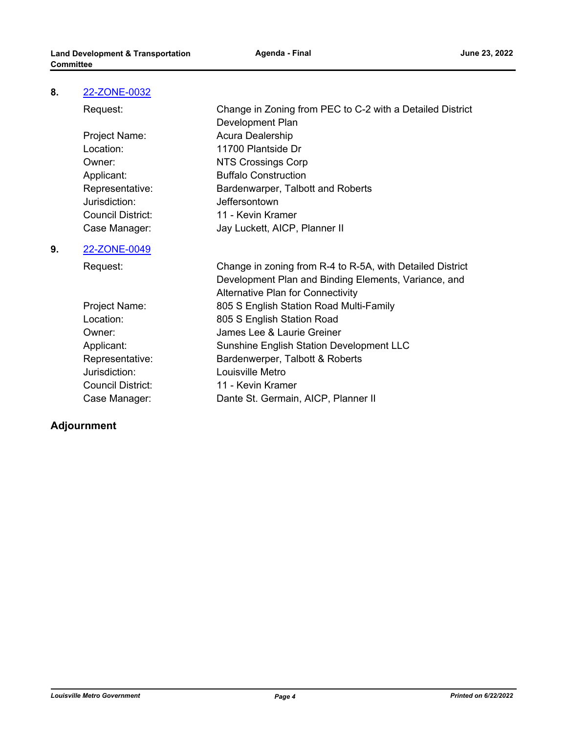**8.** 22-ZONE-0032

| | |
|---|---|
| Request: | Change in Zoning from PEC to C-2 with a Detailed District Development Plan |
| Project Name: | Acura Dealership |
| Location: | 11700 Plantside Dr |
| Owner: | NTS Crossings Corp |
| Applicant: | Buffalo Construction |
| Representative: | Bardenwarper, Talbott and Roberts |
| Jurisdiction: | Jeffersontown |
| Council District: | 11 - Kevin Kramer |
| Case Manager: | Jay Luckett, AICP, Planner II |

**9.** 22-ZONE-0049

| | |
|---|---|
| Request: | Change in zoning from R-4 to R-5A, with Detailed District Development Plan and Binding Elements, Variance, and Alternative Plan for Connectivity |
| Project Name: | 805 S English Station Road Multi-Family |
| Location: | 805 S English Station Road |
| Owner: | James Lee & Laurie Greiner |
| Applicant: | Sunshine English Station Development LLC |
| Representative: | Bardenwerper, Talbott & Roberts |
| Jurisdiction: | Louisville Metro |
| Council District: | 11 - Kevin Kramer |
| Case Manager: | Dante St. Germain, AICP, Planner II |

## Adjournment